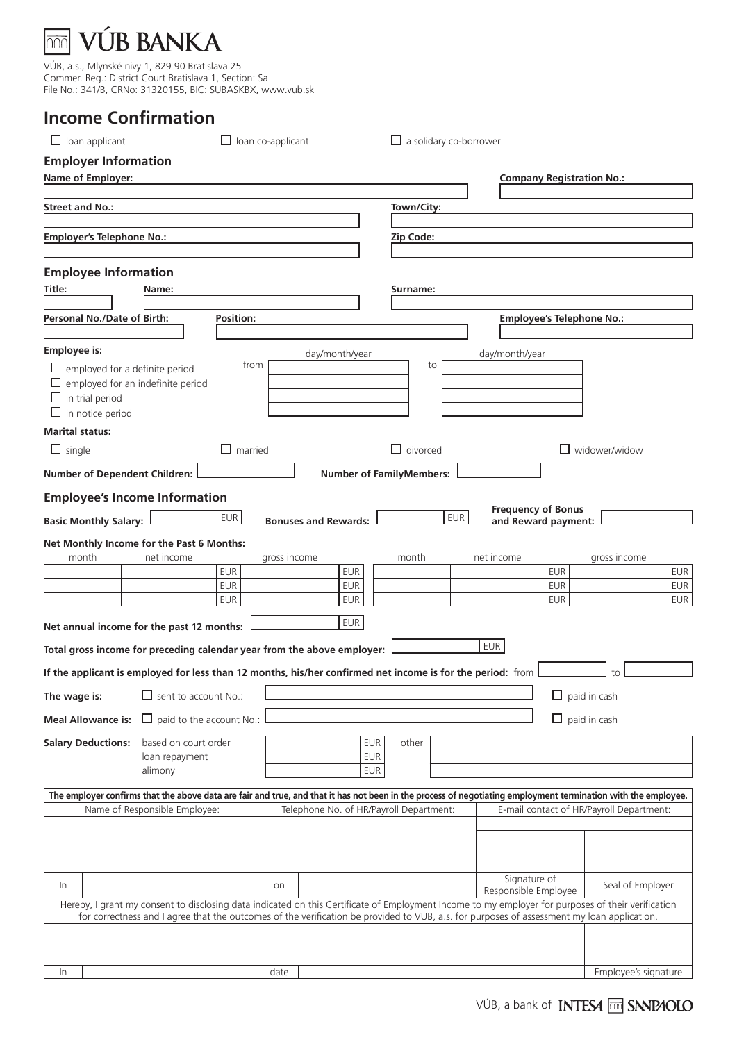# VÚB BANKA

VÚB, a.s., Mlynské nivy 1, 829 90 Bratislava 25
Commer. Reg.: District Court Bratislava 1, Section: Sa
File No.: 341/B, CRNo: 31320155, BIC: SUBASKBX, www.vub.sk

## Income Confirmation

☐ loan applicant ☐ loan co-applicant ☐ a solidary co-borrower

### Employer Information

**Name of Employer:** **Company Registration No.:**

**Street and No.:** **Town/City:**

**Employer's Telephone No.:** **Zip Code:**

### Employee Information

**Title:** **Name:** **Surname:**

**Personal No./Date of Birth:** **Position:** **Employee's Telephone No.:**

**Employee is:**

| | from (day/month/year) | to (day/month/year) |
|---|---|---|
| ☐ employed for a definite period | | |
| ☐ employed for an indefinite period | | |
| ☐ in trial period | | |
| ☐ in notice period | | |

**Marital status:**

☐ single ☐ married ☐ divorced ☐ widower/widow

**Number of Dependent Children:** **Number of FamilyMembers:**

### Employee's Income Information

**Basic Monthly Salary:** EUR **Bonuses and Rewards:** EUR **Frequency of Bonus and Reward payment:**

**Net Monthly Income for the Past 6 Months:**

| month | net income | gross income | month | net income | gross income |
|---|---|---|---|---|---|
| | EUR | EUR | | EUR | EUR |
| | EUR | EUR | | EUR | EUR |
| | EUR | EUR | | EUR | EUR |

**Net annual income for the past 12 months:** EUR

**Total gross income for preceding calendar year from the above employer:** EUR

**If the applicant is employed for less than 12 months, his/her confirmed net income is for the period:** from to

**The wage is:** ☐ sent to account No.: ☐ paid in cash

**Meal Allowance is:** ☐ paid to the account No.: ☐ paid in cash

**Salary Deductions:** based on court order EUR other
loan repayment EUR
alimony EUR

**The employer confirms that the above data are fair and true, and that it has not been in the process of negotiating employment termination with the employee.**

| Name of Responsible Employee: | Telephone No. of HR/Payroll Department: | E-mail contact of HR/Payroll Department: | |
|---|---|---|---|
| | | | |
| In | on | Signature of Responsible Employee | Seal of Employer |

Hereby, I grant my consent to disclosing data indicated on this Certificate of Employment Income to my employer for purposes of their verification for correctness and I agree that the outcomes of the verification be provided to VUB, a.s. for purposes of assessment my loan application.

| | | |
|---|---|---|
| In | date | Employee's signature |

VÚB, a bank of INTESA SANPAOLO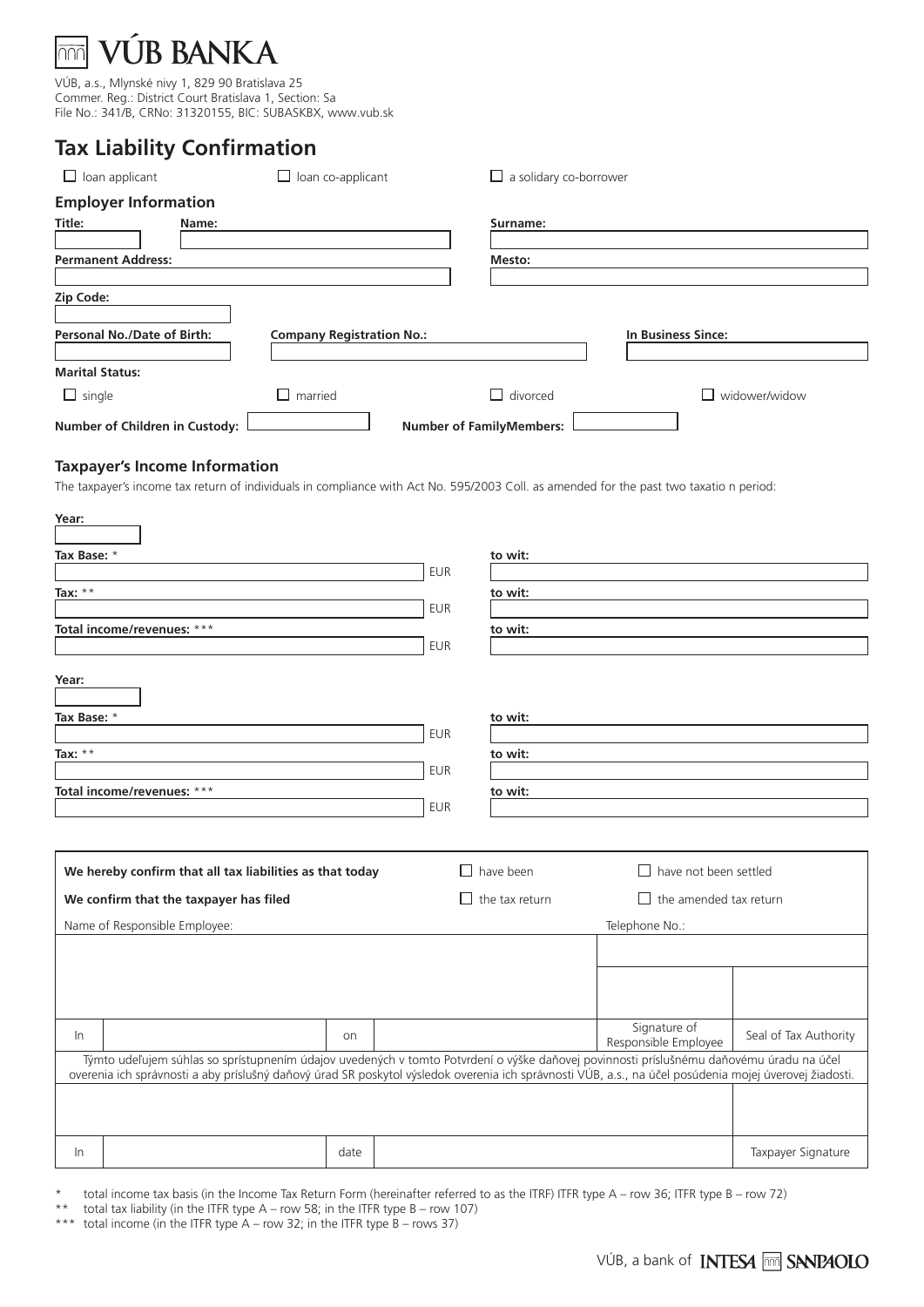VÚB BANKA

VÚB, a.s., Mlynské nivy 1, 829 90 Bratislava 25
Commer. Reg.: District Court Bratislava 1, Section: Sa
File No.: 341/B, CRNo: 31320155, BIC: SUBASKBX, www.vub.sk

# Tax Liability Confirmation

☐ loan applicant ☐ loan co-applicant ☐ a solidary co-borrower

## Employer Information

**Title:** **Name:** **Surname:**

**Permanent Address:** **Mesto:**

**Zip Code:**

**Personal No./Date of Birth:** **Company Registration No.:** **In Business Since:**

**Marital Status:**

☐ single ☐ married ☐ divorced ☐ widower/widow

**Number of Children in Custody:** **Number of FamilyMembers:**

### Taxpayer's Income Information

The taxpayer's income tax return of individuals in compliance with Act No. 595/2003 Coll. as amended for the past two taxatio n period:

**Year:**

**Tax Base:** * EUR **to wit:**

**Tax:** ** EUR **to wit:**

**Total income/revenues:** *** EUR **to wit:**

**Year:**

**Tax Base:** * EUR **to wit:**

**Tax:** ** EUR **to wit:**

**Total income/revenues:** *** EUR **to wit:**

| | | | | | |
|---|---|---|---|---|---|
| **We hereby confirm that all tax liabilities as that today** | | | ☐ have been | ☐ have not been settled | |
| **We confirm that the taxpayer has filed** | | | ☐ the tax return | ☐ the amended tax return | |
| Name of Responsible Employee: | | | | Telephone No.: | |
| In | | on | | Signature of Responsible Employee | Seal of Tax Authority |

Týmto udeľujem súhlas so sprístupnením údajov uvedených v tomto Potvrdení o výške daňovej povinnosti príslušnému daňovému úradu na účel overenia ich správnosti a aby príslušný daňový úrad SR poskytol výsledok overenia ich správnosti VÚB, a.s., na účel posúdenia mojej úverovej žiadosti.

| | | | | |
|---|---|---|---|---|
| In | | date | | Taxpayer Signature |

\* total income tax basis (in the Income Tax Return Form (hereinafter referred to as the ITRF) ITFR type A – row 36; ITFR type B – row 72)

\** total tax liability (in the ITFR type A – row 58; in the ITFR type B – row 107)

\*** total income (in the ITFR type A – row 32; in the ITFR type B – rows 37)

VÚB, a bank of INTESA SANPAOLO